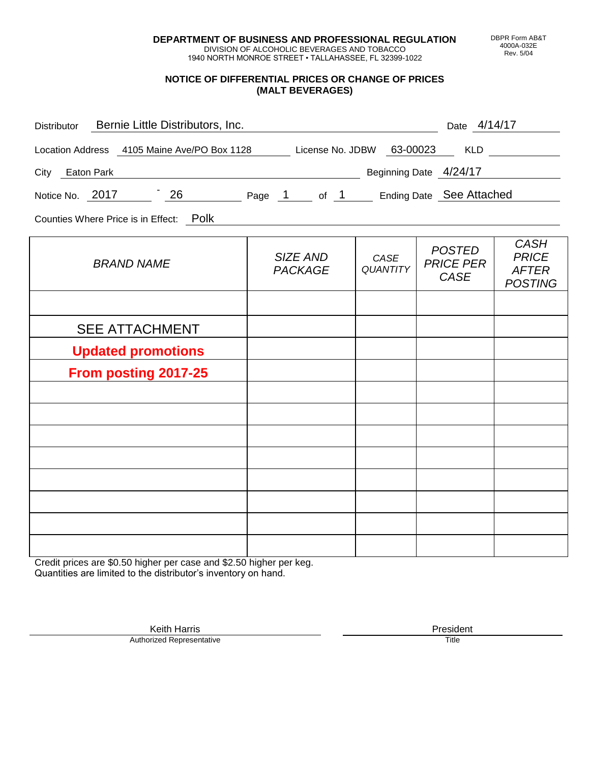**DEPARTMENT OF BUSINESS AND PROFESSIONAL REGULATION**
DIVISION OF ALCOHOLIC BEVERAGES AND TOBACCO
1940 NORTH MONROE STREET • TALLAHASSEE, FL 32399-1022

DBPR Form AB&T
4000A-032E
Rev. 5/04

## NOTICE OF DIFFERENTIAL PRICES OR CHANGE OF PRICES (MALT BEVERAGES)

Distributor: Bernie Little Distributors, Inc. Date: 4/14/17

Location Address: 4105 Maine Ave/PO Box 1128 License No. JDBW: 63-00023 KLD:

City: Eaton Park Beginning Date: 4/24/17

Notice No. 2017 - 26 Page 1 of 1 Ending Date: See Attached

Counties Where Price is in Effect: Polk

| *BRAND NAME* | *SIZE AND PACKAGE* | *CASE QUANTITY* | *POSTED PRICE PER CASE* | *CASH PRICE AFTER POSTING* |
|---|---|---|---|---|
| | | | | |
| SEE ATTACHMENT | | | | |
| **Updated promotions** | | | | |
| **From posting 2017-25** | | | | |
| | | | | |
| | | | | |
| | | | | |
| | | | | |
| | | | | |
| | | | | |
| | | | | |
| | | | | |

Credit prices are $0.50 higher per case and $2.50 higher per keg.
Quantities are limited to the distributor's inventory on hand.

Keith Harris
Authorized Representative

President
Title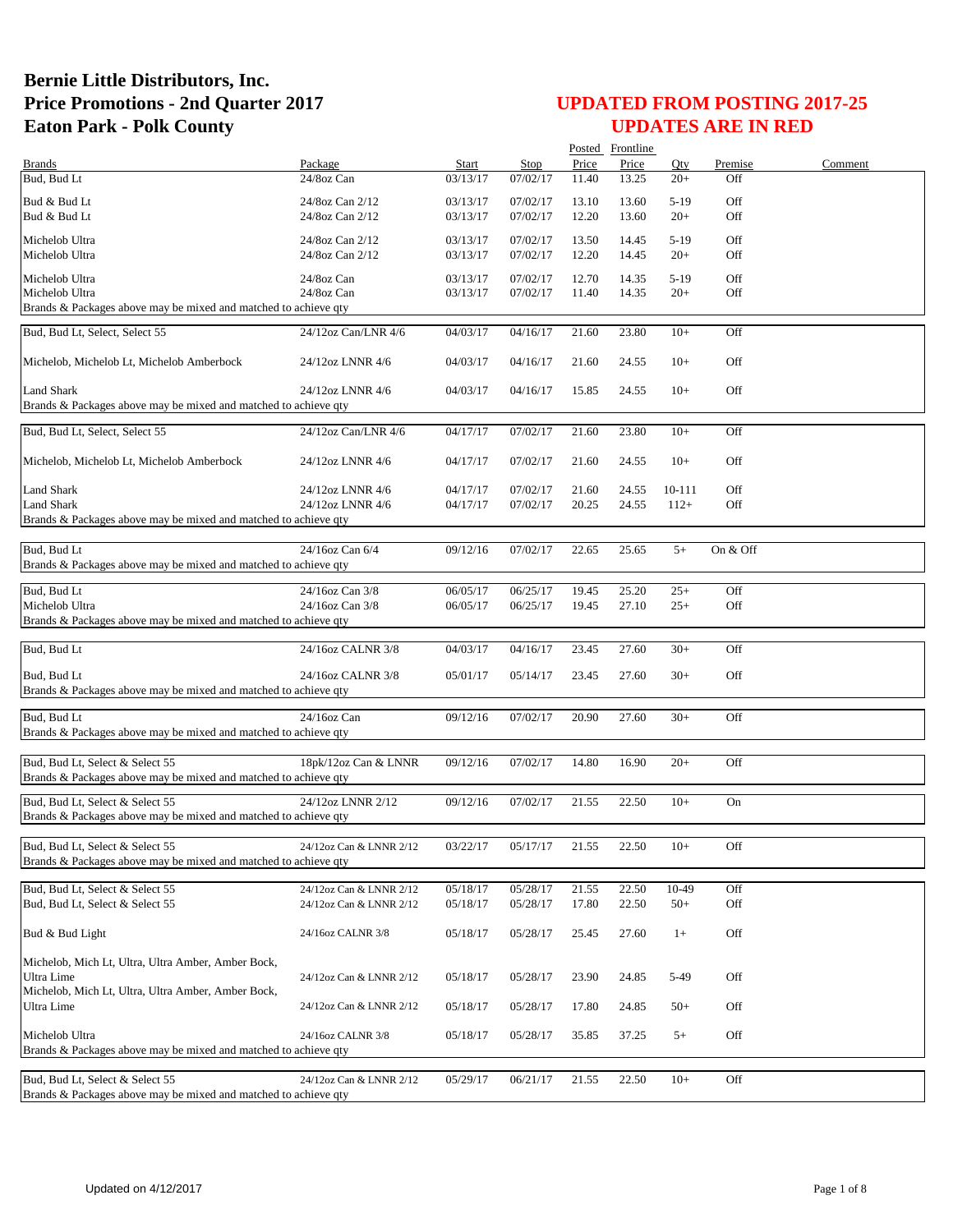# Bernie Little Distributors, Inc.
# Price Promotions - 2nd Quarter 2017
# Eaton Park - Polk County

## UPDATED FROM POSTING 2017-25
## UPDATES ARE IN RED

| Brands | Package | Start | Stop | Posted Price | Frontline Price | Qty | Premise | Comment |
|---|---|---|---|---|---|---|---|---|
| Bud, Bud Lt | 24/8oz Can | 03/13/17 | 07/02/17 | 11.40 | 13.25 | 20+ | Off | |
| Bud & Bud Lt | 24/8oz Can 2/12 | 03/13/17 | 07/02/17 | 13.10 | 13.60 | 5-19 | Off | |
| Bud & Bud Lt | 24/8oz Can 2/12 | 03/13/17 | 07/02/17 | 12.20 | 13.60 | 20+ | Off | |
| Michelob Ultra | 24/8oz Can 2/12 | 03/13/17 | 07/02/17 | 13.50 | 14.45 | 5-19 | Off | |
| Michelob Ultra | 24/8oz Can 2/12 | 03/13/17 | 07/02/17 | 12.20 | 14.45 | 20+ | Off | |
| Michelob Ultra | 24/8oz Can | 03/13/17 | 07/02/17 | 12.70 | 14.35 | 5-19 | Off | |
| Michelob Ultra | 24/8oz Can | 03/13/17 | 07/02/17 | 11.40 | 14.35 | 20+ | Off | |
| Brands & Packages above may be mixed and matched to achieve qty | | | | | | | | |
| Bud, Bud Lt, Select, Select 55 | 24/12oz Can/LNR 4/6 | 04/03/17 | 04/16/17 | 21.60 | 23.80 | 10+ | Off | |
| Michelob, Michelob Lt, Michelob Amberbock | 24/12oz LNNR 4/6 | 04/03/17 | 04/16/17 | 21.60 | 24.55 | 10+ | Off | |
| Land Shark | 24/12oz LNNR 4/6 | 04/03/17 | 04/16/17 | 15.85 | 24.55 | 10+ | Off | |
| Brands & Packages above may be mixed and matched to achieve qty | | | | | | | | |
| Bud, Bud Lt, Select, Select 55 | 24/12oz Can/LNR 4/6 | 04/17/17 | 07/02/17 | 21.60 | 23.80 | 10+ | Off | |
| Michelob, Michelob Lt, Michelob Amberbock | 24/12oz LNNR 4/6 | 04/17/17 | 07/02/17 | 21.60 | 24.55 | 10+ | Off | |
| Land Shark | 24/12oz LNNR 4/6 | 04/17/17 | 07/02/17 | 21.60 | 24.55 | 10-111 | Off | |
| Land Shark | 24/12oz LNNR 4/6 | 04/17/17 | 07/02/17 | 20.25 | 24.55 | 112+ | Off | |
| Brands & Packages above may be mixed and matched to achieve qty | | | | | | | | |
| Bud, Bud Lt | 24/16oz Can 6/4 | 09/12/16 | 07/02/17 | 22.65 | 25.65 | 5+ | On & Off | |
| Brands & Packages above may be mixed and matched to achieve qty | | | | | | | | |
| Bud, Bud Lt | 24/16oz Can 3/8 | 06/05/17 | 06/25/17 | 19.45 | 25.20 | 25+ | Off | |
| Michelob Ultra | 24/16oz Can 3/8 | 06/05/17 | 06/25/17 | 19.45 | 27.10 | 25+ | Off | |
| Brands & Packages above may be mixed and matched to achieve qty | | | | | | | | |
| Bud, Bud Lt | 24/16oz CALNR 3/8 | 04/03/17 | 04/16/17 | 23.45 | 27.60 | 30+ | Off | |
| Bud, Bud Lt | 24/16oz CALNR 3/8 | 05/01/17 | 05/14/17 | 23.45 | 27.60 | 30+ | Off | |
| Brands & Packages above may be mixed and matched to achieve qty | | | | | | | | |
| Bud, Bud Lt | 24/16oz Can | 09/12/16 | 07/02/17 | 20.90 | 27.60 | 30+ | Off | |
| Brands & Packages above may be mixed and matched to achieve qty | | | | | | | | |
| Bud, Bud Lt, Select & Select 55 | 18pk/12oz Can & LNNR | 09/12/16 | 07/02/17 | 14.80 | 16.90 | 20+ | Off | |
| Brands & Packages above may be mixed and matched to achieve qty | | | | | | | | |
| Bud, Bud Lt, Select & Select 55 | 24/12oz LNNR 2/12 | 09/12/16 | 07/02/17 | 21.55 | 22.50 | 10+ | On | |
| Brands & Packages above may be mixed and matched to achieve qty | | | | | | | | |
| Bud, Bud Lt, Select & Select 55 | 24/12oz Can & LNNR 2/12 | 03/22/17 | 05/17/17 | 21.55 | 22.50 | 10+ | Off | |
| Brands & Packages above may be mixed and matched to achieve qty | | | | | | | | |
| Bud, Bud Lt, Select & Select 55 | 24/12oz Can & LNNR 2/12 | 05/18/17 | 05/28/17 | 21.55 | 22.50 | 10-49 | Off | |
| Bud, Bud Lt, Select & Select 55 | 24/12oz Can & LNNR 2/12 | 05/18/17 | 05/28/17 | 17.80 | 22.50 | 50+ | Off | |
| Bud & Bud Light | 24/16oz CALNR 3/8 | 05/18/17 | 05/28/17 | 25.45 | 27.60 | 1+ | Off | |
| Michelob, Mich Lt, Ultra, Ultra Amber, Amber Bock, Ultra Lime | 24/12oz Can & LNNR 2/12 | 05/18/17 | 05/28/17 | 23.90 | 24.85 | 5-49 | Off | |
| Michelob, Mich Lt, Ultra, Ultra Amber, Amber Bock, Ultra Lime | 24/12oz Can & LNNR 2/12 | 05/18/17 | 05/28/17 | 17.80 | 24.85 | 50+ | Off | |
| Michelob Ultra | 24/16oz CALNR 3/8 | 05/18/17 | 05/28/17 | 35.85 | 37.25 | 5+ | Off | |
| Brands & Packages above may be mixed and matched to achieve qty | | | | | | | | |
| Bud, Bud Lt, Select & Select 55 | 24/12oz Can & LNNR 2/12 | 05/29/17 | 06/21/17 | 21.55 | 22.50 | 10+ | Off | |
| Brands & Packages above may be mixed and matched to achieve qty | | | | | | | | |

Updated on 4/12/2017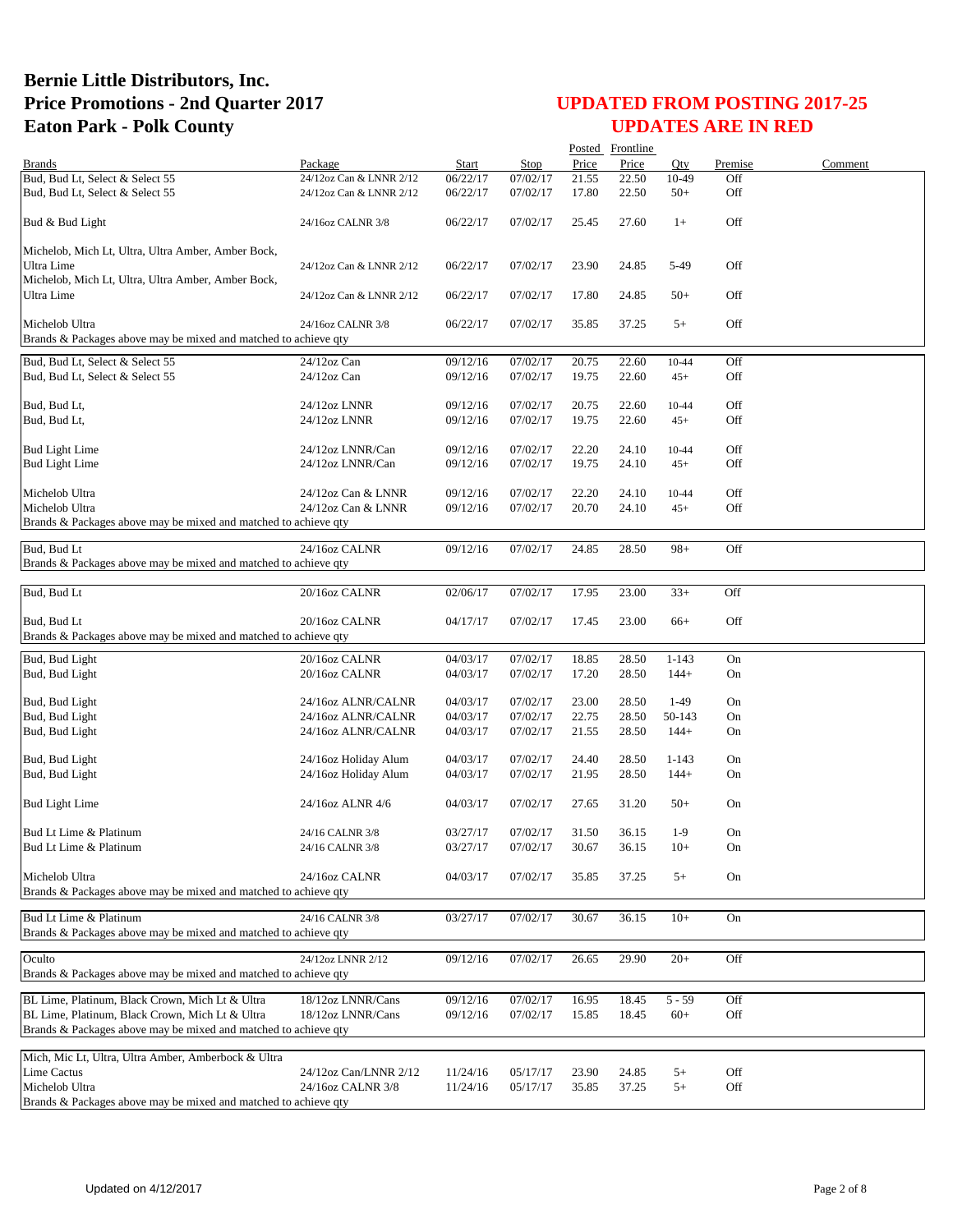# Bernie Little Distributors, Inc.
# Price Promotions - 2nd Quarter 2017
# Eaton Park - Polk County

## UPDATED FROM POSTING 2017-25
## UPDATES ARE IN RED

| Brands | Package | Start | Stop | Posted Price | Frontline Price | Qty | Premise | Comment |
|---|---|---|---|---|---|---|---|---|
| Bud, Bud Lt, Select & Select 55 | 24/12oz Can & LNNR 2/12 | 06/22/17 | 07/02/17 | 21.55 | 22.50 | 10-49 | Off | |
| Bud, Bud Lt, Select & Select 55 | 24/12oz Can & LNNR 2/12 | 06/22/17 | 07/02/17 | 17.80 | 22.50 | 50+ | Off | |
| Bud & Bud Light | 24/16oz CALNR 3/8 | 06/22/17 | 07/02/17 | 25.45 | 27.60 | 1+ | Off | |
| Michelob, Mich Lt, Ultra, Ultra Amber, Amber Bock, Ultra Lime | 24/12oz Can & LNNR 2/12 | 06/22/17 | 07/02/17 | 23.90 | 24.85 | 5-49 | Off | |
| Michelob, Mich Lt, Ultra, Ultra Amber, Amber Bock, Ultra Lime | 24/12oz Can & LNNR 2/12 | 06/22/17 | 07/02/17 | 17.80 | 24.85 | 50+ | Off | |
| Michelob Ultra | 24/16oz CALNR 3/8 | 06/22/17 | 07/02/17 | 35.85 | 37.25 | 5+ | Off | |
| Brands & Packages above may be mixed and matched to achieve qty | | | | | | | | |
| Bud, Bud Lt, Select & Select 55 | 24/12oz Can | 09/12/16 | 07/02/17 | 20.75 | 22.60 | 10-44 | Off | |
| Bud, Bud Lt, Select & Select 55 | 24/12oz Can | 09/12/16 | 07/02/17 | 19.75 | 22.60 | 45+ | Off | |
| Bud, Bud Lt, | 24/12oz LNNR | 09/12/16 | 07/02/17 | 20.75 | 22.60 | 10-44 | Off | |
| Bud, Bud Lt, | 24/12oz LNNR | 09/12/16 | 07/02/17 | 19.75 | 22.60 | 45+ | Off | |
| Bud Light Lime | 24/12oz LNNR/Can | 09/12/16 | 07/02/17 | 22.20 | 24.10 | 10-44 | Off | |
| Bud Light Lime | 24/12oz LNNR/Can | 09/12/16 | 07/02/17 | 19.75 | 24.10 | 45+ | Off | |
| Michelob Ultra | 24/12oz Can & LNNR | 09/12/16 | 07/02/17 | 22.20 | 24.10 | 10-44 | Off | |
| Michelob Ultra | 24/12oz Can & LNNR | 09/12/16 | 07/02/17 | 20.70 | 24.10 | 45+ | Off | |
| Brands & Packages above may be mixed and matched to achieve qty | | | | | | | | |
| Bud, Bud Lt | 24/16oz CALNR | 09/12/16 | 07/02/17 | 24.85 | 28.50 | 98+ | Off | |
| Brands & Packages above may be mixed and matched to achieve qty | | | | | | | | |
| Bud, Bud Lt | 20/16oz CALNR | 02/06/17 | 07/02/17 | 17.95 | 23.00 | 33+ | Off | |
| Bud, Bud Lt | 20/16oz CALNR | 04/17/17 | 07/02/17 | 17.45 | 23.00 | 66+ | Off | |
| Brands & Packages above may be mixed and matched to achieve qty | | | | | | | | |
| Bud, Bud Light | 20/16oz CALNR | 04/03/17 | 07/02/17 | 18.85 | 28.50 | 1-143 | On | |
| Bud, Bud Light | 20/16oz CALNR | 04/03/17 | 07/02/17 | 17.20 | 28.50 | 144+ | On | |
| Bud, Bud Light | 24/16oz ALNR/CALNR | 04/03/17 | 07/02/17 | 23.00 | 28.50 | 1-49 | On | |
| Bud, Bud Light | 24/16oz ALNR/CALNR | 04/03/17 | 07/02/17 | 22.75 | 28.50 | 50-143 | On | |
| Bud, Bud Light | 24/16oz ALNR/CALNR | 04/03/17 | 07/02/17 | 21.55 | 28.50 | 144+ | On | |
| Bud, Bud Light | 24/16oz Holiday Alum | 04/03/17 | 07/02/17 | 24.40 | 28.50 | 1-143 | On | |
| Bud, Bud Light | 24/16oz Holiday Alum | 04/03/17 | 07/02/17 | 21.95 | 28.50 | 144+ | On | |
| Bud Light Lime | 24/16oz ALNR 4/6 | 04/03/17 | 07/02/17 | 27.65 | 31.20 | 50+ | On | |
| Bud Lt Lime & Platinum | 24/16 CALNR 3/8 | 03/27/17 | 07/02/17 | 31.50 | 36.15 | 1-9 | On | |
| Bud Lt Lime & Platinum | 24/16 CALNR 3/8 | 03/27/17 | 07/02/17 | 30.67 | 36.15 | 10+ | On | |
| Michelob Ultra | 24/16oz CALNR | 04/03/17 | 07/02/17 | 35.85 | 37.25 | 5+ | On | |
| Brands & Packages above may be mixed and matched to achieve qty | | | | | | | | |
| Bud Lt Lime & Platinum | 24/16 CALNR 3/8 | 03/27/17 | 07/02/17 | 30.67 | 36.15 | 10+ | On | |
| Brands & Packages above may be mixed and matched to achieve qty | | | | | | | | |
| Oculto | 24/12oz LNNR 2/12 | 09/12/16 | 07/02/17 | 26.65 | 29.90 | 20+ | Off | |
| Brands & Packages above may be mixed and matched to achieve qty | | | | | | | | |
| BL Lime, Platinum, Black Crown, Mich Lt & Ultra | 18/12oz LNNR/Cans | 09/12/16 | 07/02/17 | 16.95 | 18.45 | 5 - 59 | Off | |
| BL Lime, Platinum, Black Crown, Mich Lt & Ultra | 18/12oz LNNR/Cans | 09/12/16 | 07/02/17 | 15.85 | 18.45 | 60+ | Off | |
| Brands & Packages above may be mixed and matched to achieve qty | | | | | | | | |
| Mich, Mic Lt, Ultra, Ultra Amber, Amberbock & Ultra Lime Cactus | 24/12oz Can/LNNR 2/12 | 11/24/16 | 05/17/17 | 23.90 | 24.85 | 5+ | Off | |
| Michelob Ultra | 24/16oz CALNR 3/8 | 11/24/16 | 05/17/17 | 35.85 | 37.25 | 5+ | Off | |
| Brands & Packages above may be mixed and matched to achieve qty | | | | | | | | |

Updated on 4/12/2017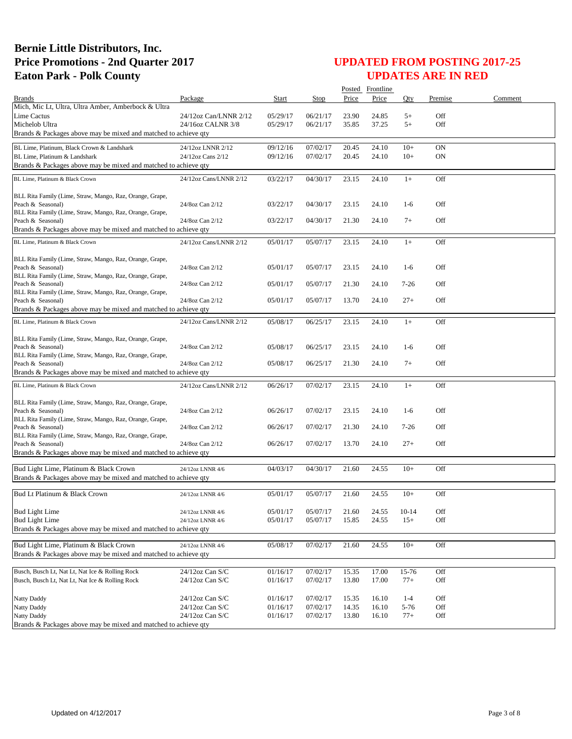# Bernie Little Distributors, Inc.
# Price Promotions - 2nd Quarter 2017
# Eaton Park - Polk County

## UPDATED FROM POSTING 2017-25
## UPDATES ARE IN RED

| Brands | Package | Start | Stop | Posted Price | Frontline Price | Qty | Premise | Comment |
|---|---|---|---|---|---|---|---|---|
| Mich, Mic Lt, Ultra, Ultra Amber, Amberbock & Ultra | | | | | | | | |
| Lime Cactus | 24/12oz Can/LNNR 2/12 | 05/29/17 | 06/21/17 | 23.90 | 24.85 | 5+ | Off | |
| Michelob Ultra | 24/16oz CALNR 3/8 | 05/29/17 | 06/21/17 | 35.85 | 37.25 | 5+ | Off | |
| Brands & Packages above may be mixed and matched to achieve qty | | | | | | | | |
| BL Lime, Platinum, Black Crown & Landshark | 24/12oz LNNR 2/12 | 09/12/16 | 07/02/17 | 20.45 | 24.10 | 10+ | ON | |
| BL Lime, Platinum & Landshark | 24/12oz Cans 2/12 | 09/12/16 | 07/02/17 | 20.45 | 24.10 | 10+ | ON | |
| Brands & Packages above may be mixed and matched to achieve qty | | | | | | | | |
| BL Lime, Platinum & Black Crown | 24/12oz Cans/LNNR 2/12 | 03/22/17 | 04/30/17 | 23.15 | 24.10 | 1+ | Off | |
| BLL Rita Family (Lime, Straw, Mango, Raz, Orange, Grape, Peach & Seasonal) | 24/8oz Can 2/12 | 03/22/17 | 04/30/17 | 23.15 | 24.10 | 1-6 | Off | |
| BLL Rita Family (Lime, Straw, Mango, Raz, Orange, Grape, Peach & Seasonal) | 24/8oz Can 2/12 | 03/22/17 | 04/30/17 | 21.30 | 24.10 | 7+ | Off | |
| Brands & Packages above may be mixed and matched to achieve qty | | | | | | | | |
| BL Lime, Platinum & Black Crown | 24/12oz Cans/LNNR 2/12 | 05/01/17 | 05/07/17 | 23.15 | 24.10 | 1+ | Off | |
| BLL Rita Family (Lime, Straw, Mango, Raz, Orange, Grape, Peach & Seasonal) | 24/8oz Can 2/12 | 05/01/17 | 05/07/17 | 23.15 | 24.10 | 1-6 | Off | |
| BLL Rita Family (Lime, Straw, Mango, Raz, Orange, Grape, Peach & Seasonal) | 24/8oz Can 2/12 | 05/01/17 | 05/07/17 | 21.30 | 24.10 | 7-26 | Off | |
| BLL Rita Family (Lime, Straw, Mango, Raz, Orange, Grape, Peach & Seasonal) | 24/8oz Can 2/12 | 05/01/17 | 05/07/17 | 13.70 | 24.10 | 27+ | Off | |
| Brands & Packages above may be mixed and matched to achieve qty | | | | | | | | |
| BL Lime, Platinum & Black Crown | 24/12oz Cans/LNNR 2/12 | 05/08/17 | 06/25/17 | 23.15 | 24.10 | 1+ | Off | |
| BLL Rita Family (Lime, Straw, Mango, Raz, Orange, Grape, Peach & Seasonal) | 24/8oz Can 2/12 | 05/08/17 | 06/25/17 | 23.15 | 24.10 | 1-6 | Off | |
| BLL Rita Family (Lime, Straw, Mango, Raz, Orange, Grape, Peach & Seasonal) | 24/8oz Can 2/12 | 05/08/17 | 06/25/17 | 21.30 | 24.10 | 7+ | Off | |
| Brands & Packages above may be mixed and matched to achieve qty | | | | | | | | |
| BL Lime, Platinum & Black Crown | 24/12oz Cans/LNNR 2/12 | 06/26/17 | 07/02/17 | 23.15 | 24.10 | 1+ | Off | |
| BLL Rita Family (Lime, Straw, Mango, Raz, Orange, Grape, Peach & Seasonal) | 24/8oz Can 2/12 | 06/26/17 | 07/02/17 | 23.15 | 24.10 | 1-6 | Off | |
| BLL Rita Family (Lime, Straw, Mango, Raz, Orange, Grape, Peach & Seasonal) | 24/8oz Can 2/12 | 06/26/17 | 07/02/17 | 21.30 | 24.10 | 7-26 | Off | |
| BLL Rita Family (Lime, Straw, Mango, Raz, Orange, Grape, Peach & Seasonal) | 24/8oz Can 2/12 | 06/26/17 | 07/02/17 | 13.70 | 24.10 | 27+ | Off | |
| Brands & Packages above may be mixed and matched to achieve qty | | | | | | | | |
| Bud Light Lime, Platinum & Black Crown | 24/12oz LNNR 4/6 | 04/03/17 | 04/30/17 | 21.60 | 24.55 | 10+ | Off | |
| Brands & Packages above may be mixed and matched to achieve qty | | | | | | | | |
| Bud Lt Platinum & Black Crown | 24/12oz LNNR 4/6 | 05/01/17 | 05/07/17 | 21.60 | 24.55 | 10+ | Off | |
| Bud Light Lime | 24/12oz LNNR 4/6 | 05/01/17 | 05/07/17 | 21.60 | 24.55 | 10-14 | Off | |
| Bud Light Lime | 24/12oz LNNR 4/6 | 05/01/17 | 05/07/17 | 15.85 | 24.55 | 15+ | Off | |
| Brands & Packages above may be mixed and matched to achieve qty | | | | | | | | |
| Bud Light Lime, Platinum & Black Crown | 24/12oz LNNR 4/6 | 05/08/17 | 07/02/17 | 21.60 | 24.55 | 10+ | Off | |
| Brands & Packages above may be mixed and matched to achieve qty | | | | | | | | |
| Busch, Busch Lt, Nat Lt, Nat Ice & Rolling Rock | 24/12oz Can S/C | 01/16/17 | 07/02/17 | 15.35 | 17.00 | 15-76 | Off | |
| Busch, Busch Lt, Nat Lt, Nat Ice & Rolling Rock | 24/12oz Can S/C | 01/16/17 | 07/02/17 | 13.80 | 17.00 | 77+ | Off | |
| Natty Daddy | 24/12oz Can S/C | 01/16/17 | 07/02/17 | 15.35 | 16.10 | 1-4 | Off | |
| Natty Daddy | 24/12oz Can S/C | 01/16/17 | 07/02/17 | 14.35 | 16.10 | 5-76 | Off | |
| Natty Daddy | 24/12oz Can S/C | 01/16/17 | 07/02/17 | 13.80 | 16.10 | 77+ | Off | |
| Brands & Packages above may be mixed and matched to achieve qty | | | | | | | | |

Updated on 4/12/2017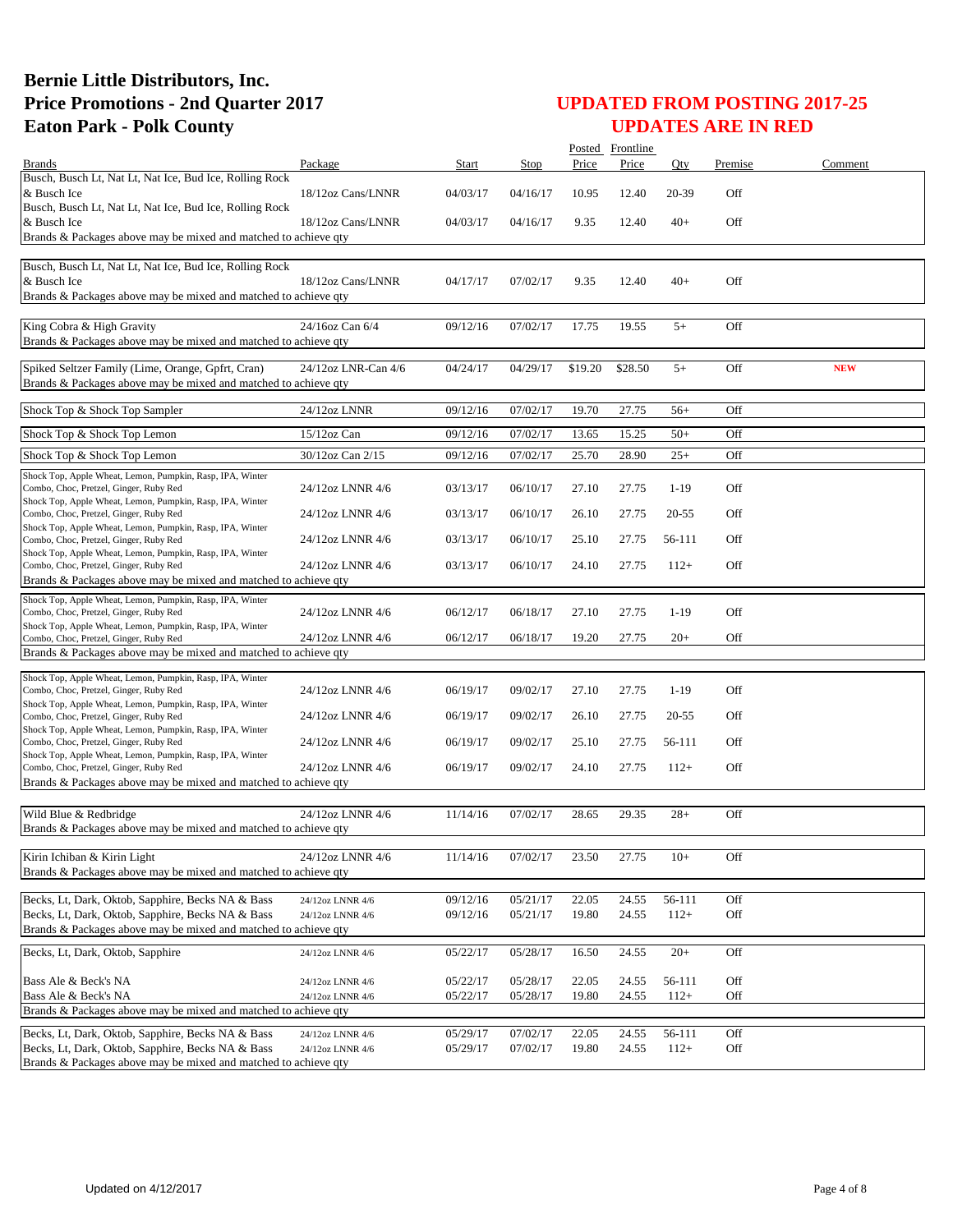# Bernie Little Distributors, Inc.
# Price Promotions - 2nd Quarter 2017
# Eaton Park - Polk County

## UPDATED FROM POSTING 2017-25
## UPDATES ARE IN RED

| Brands | Package | Start | Stop | Posted Price | Frontline Price | Qty | Premise | Comment |
|---|---|---|---|---|---|---|---|---|
| Busch, Busch Lt, Nat Lt, Nat Ice, Bud Ice, Rolling Rock & Busch Ice | 18/12oz Cans/LNNR | 04/03/17 | 04/16/17 | 10.95 | 12.40 | 20-39 | Off | |
| Busch, Busch Lt, Nat Lt, Nat Ice, Bud Ice, Rolling Rock & Busch Ice | 18/12oz Cans/LNNR | 04/03/17 | 04/16/17 | 9.35 | 12.40 | 40+ | Off | |
| Brands & Packages above may be mixed and matched to achieve qty | | | | | | | | |
| Busch, Busch Lt, Nat Lt, Nat Ice, Bud Ice, Rolling Rock & Busch Ice | 18/12oz Cans/LNNR | 04/17/17 | 07/02/17 | 9.35 | 12.40 | 40+ | Off | |
| Brands & Packages above may be mixed and matched to achieve qty | | | | | | | | |
| King Cobra & High Gravity | 24/16oz Can 6/4 | 09/12/16 | 07/02/17 | 17.75 | 19.55 | 5+ | Off | |
| Brands & Packages above may be mixed and matched to achieve qty | | | | | | | | |
| Spiked Seltzer Family (Lime, Orange, Gpfrt, Cran) | 24/12oz LNR-Can 4/6 | 04/24/17 | 04/29/17 | $19.20 | $28.50 | 5+ | Off | NEW |
| Brands & Packages above may be mixed and matched to achieve qty | | | | | | | | |
| Shock Top & Shock Top Sampler | 24/12oz LNNR | 09/12/16 | 07/02/17 | 19.70 | 27.75 | 56+ | Off | |
| Shock Top & Shock Top Lemon | 15/12oz Can | 09/12/16 | 07/02/17 | 13.65 | 15.25 | 50+ | Off | |
| Shock Top & Shock Top Lemon | 30/12oz Can 2/15 | 09/12/16 | 07/02/17 | 25.70 | 28.90 | 25+ | Off | |
| Shock Top, Apple Wheat, Lemon, Pumpkin, Rasp, IPA, Winter Combo, Choc, Pretzel, Ginger, Ruby Red | 24/12oz LNNR 4/6 | 03/13/17 | 06/10/17 | 27.10 | 27.75 | 1-19 | Off | |
| Shock Top, Apple Wheat, Lemon, Pumpkin, Rasp, IPA, Winter Combo, Choc, Pretzel, Ginger, Ruby Red | 24/12oz LNNR 4/6 | 03/13/17 | 06/10/17 | 26.10 | 27.75 | 20-55 | Off | |
| Shock Top, Apple Wheat, Lemon, Pumpkin, Rasp, IPA, Winter Combo, Choc, Pretzel, Ginger, Ruby Red | 24/12oz LNNR 4/6 | 03/13/17 | 06/10/17 | 25.10 | 27.75 | 56-111 | Off | |
| Shock Top, Apple Wheat, Lemon, Pumpkin, Rasp, IPA, Winter Combo, Choc, Pretzel, Ginger, Ruby Red | 24/12oz LNNR 4/6 | 03/13/17 | 06/10/17 | 24.10 | 27.75 | 112+ | Off | |
| Brands & Packages above may be mixed and matched to achieve qty | | | | | | | | |
| Shock Top, Apple Wheat, Lemon, Pumpkin, Rasp, IPA, Winter Combo, Choc, Pretzel, Ginger, Ruby Red | 24/12oz LNNR 4/6 | 06/12/17 | 06/18/17 | 27.10 | 27.75 | 1-19 | Off | |
| Shock Top, Apple Wheat, Lemon, Pumpkin, Rasp, IPA, Winter Combo, Choc, Pretzel, Ginger, Ruby Red | 24/12oz LNNR 4/6 | 06/12/17 | 06/18/17 | 19.20 | 27.75 | 20+ | Off | |
| Brands & Packages above may be mixed and matched to achieve qty | | | | | | | | |
| Shock Top, Apple Wheat, Lemon, Pumpkin, Rasp, IPA, Winter Combo, Choc, Pretzel, Ginger, Ruby Red | 24/12oz LNNR 4/6 | 06/19/17 | 09/02/17 | 27.10 | 27.75 | 1-19 | Off | |
| Shock Top, Apple Wheat, Lemon, Pumpkin, Rasp, IPA, Winter Combo, Choc, Pretzel, Ginger, Ruby Red | 24/12oz LNNR 4/6 | 06/19/17 | 09/02/17 | 26.10 | 27.75 | 20-55 | Off | |
| Shock Top, Apple Wheat, Lemon, Pumpkin, Rasp, IPA, Winter Combo, Choc, Pretzel, Ginger, Ruby Red | 24/12oz LNNR 4/6 | 06/19/17 | 09/02/17 | 25.10 | 27.75 | 56-111 | Off | |
| Shock Top, Apple Wheat, Lemon, Pumpkin, Rasp, IPA, Winter Combo, Choc, Pretzel, Ginger, Ruby Red | 24/12oz LNNR 4/6 | 06/19/17 | 09/02/17 | 24.10 | 27.75 | 112+ | Off | |
| Brands & Packages above may be mixed and matched to achieve qty | | | | | | | | |
| Wild Blue & Redbridge | 24/12oz LNNR 4/6 | 11/14/16 | 07/02/17 | 28.65 | 29.35 | 28+ | Off | |
| Brands & Packages above may be mixed and matched to achieve qty | | | | | | | | |
| Kirin Ichiban & Kirin Light | 24/12oz LNNR 4/6 | 11/14/16 | 07/02/17 | 23.50 | 27.75 | 10+ | Off | |
| Brands & Packages above may be mixed and matched to achieve qty | | | | | | | | |
| Becks, Lt, Dark, Oktob, Sapphire, Becks NA & Bass | 24/12oz LNNR 4/6 | 09/12/16 | 05/21/17 | 22.05 | 24.55 | 56-111 | Off | |
| Becks, Lt, Dark, Oktob, Sapphire, Becks NA & Bass | 24/12oz LNNR 4/6 | 09/12/16 | 05/21/17 | 19.80 | 24.55 | 112+ | Off | |
| Brands & Packages above may be mixed and matched to achieve qty | | | | | | | | |
| Becks, Lt, Dark, Oktob, Sapphire | 24/12oz LNNR 4/6 | 05/22/17 | 05/28/17 | 16.50 | 24.55 | 20+ | Off | |
| Bass Ale & Beck's NA | 24/12oz LNNR 4/6 | 05/22/17 | 05/28/17 | 22.05 | 24.55 | 56-111 | Off | |
| Bass Ale & Beck's NA | 24/12oz LNNR 4/6 | 05/22/17 | 05/28/17 | 19.80 | 24.55 | 112+ | Off | |
| Brands & Packages above may be mixed and matched to achieve qty | | | | | | | | |
| Becks, Lt, Dark, Oktob, Sapphire, Becks NA & Bass | 24/12oz LNNR 4/6 | 05/29/17 | 07/02/17 | 22.05 | 24.55 | 56-111 | Off | |
| Becks, Lt, Dark, Oktob, Sapphire, Becks NA & Bass | 24/12oz LNNR 4/6 | 05/29/17 | 07/02/17 | 19.80 | 24.55 | 112+ | Off | |
| Brands & Packages above may be mixed and matched to achieve qty | | | | | | | | |

Updated on 4/12/2017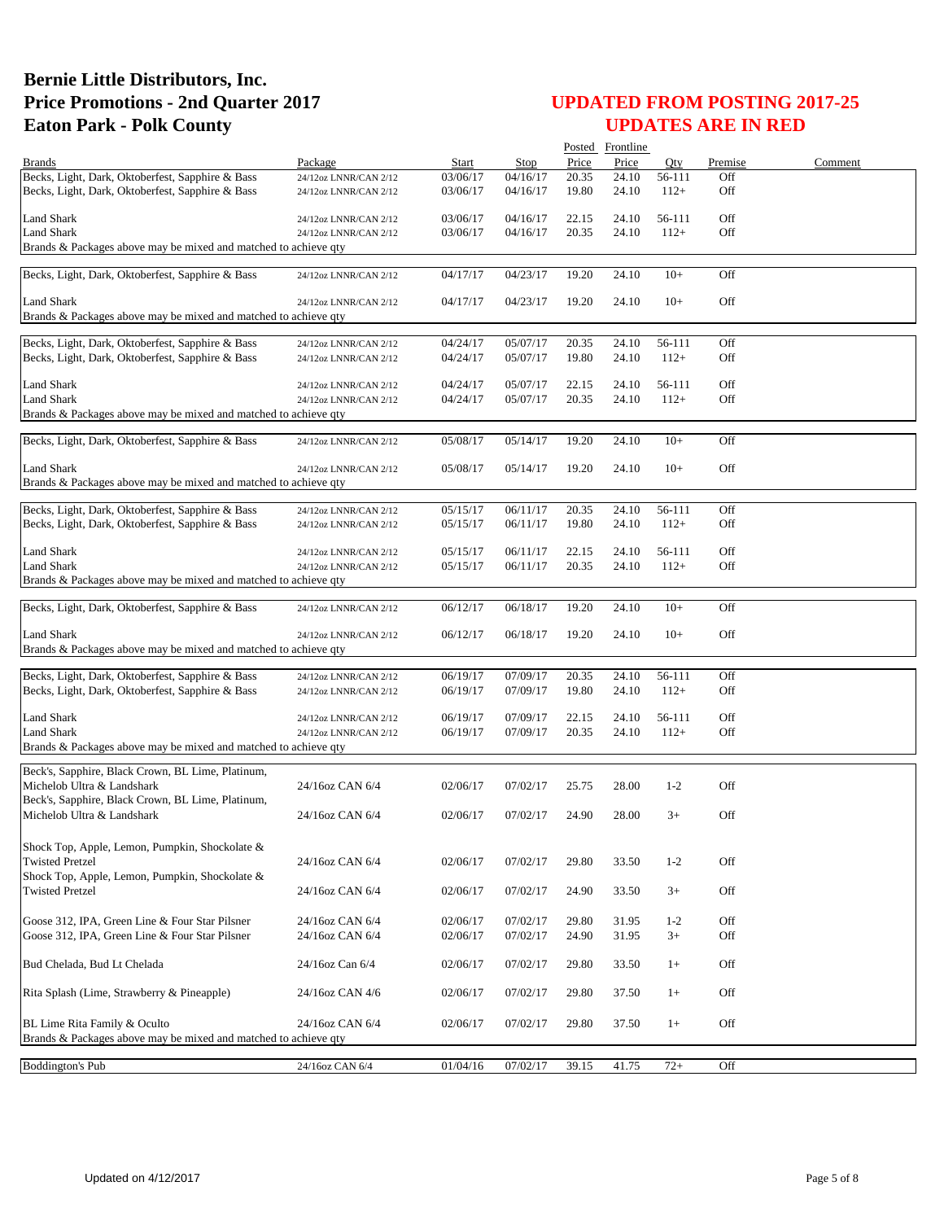# Bernie Little Distributors, Inc.
# Price Promotions - 2nd Quarter 2017
# Eaton Park - Polk County

## UPDATED FROM POSTING 2017-25
## UPDATES ARE IN RED

| Brands | Package | Start | Stop | Posted Price | Frontline Price | Qty | Premise | Comment |
|---|---|---|---|---|---|---|---|---|
| Becks, Light, Dark, Oktoberfest, Sapphire & Bass | 24/12oz LNNR/CAN 2/12 | 03/06/17 | 04/16/17 | 20.35 | 24.10 | 56-111 | Off | |
| Becks, Light, Dark, Oktoberfest, Sapphire & Bass | 24/12oz LNNR/CAN 2/12 | 03/06/17 | 04/16/17 | 19.80 | 24.10 | 112+ | Off | |
| Land Shark | 24/12oz LNNR/CAN 2/12 | 03/06/17 | 04/16/17 | 22.15 | 24.10 | 56-111 | Off | |
| Land Shark | 24/12oz LNNR/CAN 2/12 | 03/06/17 | 04/16/17 | 20.35 | 24.10 | 112+ | Off | |
| Brands & Packages above may be mixed and matched to achieve qty | | | | | | | | |
| Becks, Light, Dark, Oktoberfest, Sapphire & Bass | 24/12oz LNNR/CAN 2/12 | 04/17/17 | 04/23/17 | 19.20 | 24.10 | 10+ | Off | |
| Land Shark | 24/12oz LNNR/CAN 2/12 | 04/17/17 | 04/23/17 | 19.20 | 24.10 | 10+ | Off | |
| Brands & Packages above may be mixed and matched to achieve qty | | | | | | | | |
| Becks, Light, Dark, Oktoberfest, Sapphire & Bass | 24/12oz LNNR/CAN 2/12 | 04/24/17 | 05/07/17 | 20.35 | 24.10 | 56-111 | Off | |
| Becks, Light, Dark, Oktoberfest, Sapphire & Bass | 24/12oz LNNR/CAN 2/12 | 04/24/17 | 05/07/17 | 19.80 | 24.10 | 112+ | Off | |
| Land Shark | 24/12oz LNNR/CAN 2/12 | 04/24/17 | 05/07/17 | 22.15 | 24.10 | 56-111 | Off | |
| Land Shark | 24/12oz LNNR/CAN 2/12 | 04/24/17 | 05/07/17 | 20.35 | 24.10 | 112+ | Off | |
| Brands & Packages above may be mixed and matched to achieve qty | | | | | | | | |
| Becks, Light, Dark, Oktoberfest, Sapphire & Bass | 24/12oz LNNR/CAN 2/12 | 05/08/17 | 05/14/17 | 19.20 | 24.10 | 10+ | Off | |
| Land Shark | 24/12oz LNNR/CAN 2/12 | 05/08/17 | 05/14/17 | 19.20 | 24.10 | 10+ | Off | |
| Brands & Packages above may be mixed and matched to achieve qty | | | | | | | | |
| Becks, Light, Dark, Oktoberfest, Sapphire & Bass | 24/12oz LNNR/CAN 2/12 | 05/15/17 | 06/11/17 | 20.35 | 24.10 | 56-111 | Off | |
| Becks, Light, Dark, Oktoberfest, Sapphire & Bass | 24/12oz LNNR/CAN 2/12 | 05/15/17 | 06/11/17 | 19.80 | 24.10 | 112+ | Off | |
| Land Shark | 24/12oz LNNR/CAN 2/12 | 05/15/17 | 06/11/17 | 22.15 | 24.10 | 56-111 | Off | |
| Land Shark | 24/12oz LNNR/CAN 2/12 | 05/15/17 | 06/11/17 | 20.35 | 24.10 | 112+ | Off | |
| Brands & Packages above may be mixed and matched to achieve qty | | | | | | | | |
| Becks, Light, Dark, Oktoberfest, Sapphire & Bass | 24/12oz LNNR/CAN 2/12 | 06/12/17 | 06/18/17 | 19.20 | 24.10 | 10+ | Off | |
| Land Shark | 24/12oz LNNR/CAN 2/12 | 06/12/17 | 06/18/17 | 19.20 | 24.10 | 10+ | Off | |
| Brands & Packages above may be mixed and matched to achieve qty | | | | | | | | |
| Becks, Light, Dark, Oktoberfest, Sapphire & Bass | 24/12oz LNNR/CAN 2/12 | 06/19/17 | 07/09/17 | 20.35 | 24.10 | 56-111 | Off | |
| Becks, Light, Dark, Oktoberfest, Sapphire & Bass | 24/12oz LNNR/CAN 2/12 | 06/19/17 | 07/09/17 | 19.80 | 24.10 | 112+ | Off | |
| Land Shark | 24/12oz LNNR/CAN 2/12 | 06/19/17 | 07/09/17 | 22.15 | 24.10 | 56-111 | Off | |
| Land Shark | 24/12oz LNNR/CAN 2/12 | 06/19/17 | 07/09/17 | 20.35 | 24.10 | 112+ | Off | |
| Brands & Packages above may be mixed and matched to achieve qty | | | | | | | | |
| Beck's, Sapphire, Black Crown, BL Lime, Platinum, Michelob Ultra & Landshark | 24/16oz CAN 6/4 | 02/06/17 | 07/02/17 | 25.75 | 28.00 | 1-2 | Off | |
| Beck's, Sapphire, Black Crown, BL Lime, Platinum, Michelob Ultra & Landshark | 24/16oz CAN 6/4 | 02/06/17 | 07/02/17 | 24.90 | 28.00 | 3+ | Off | |
| Shock Top, Apple, Lemon, Pumpkin, Shockolate & Twisted Pretzel | 24/16oz CAN 6/4 | 02/06/17 | 07/02/17 | 29.80 | 33.50 | 1-2 | Off | |
| Shock Top, Apple, Lemon, Pumpkin, Shockolate & Twisted Pretzel | 24/16oz CAN 6/4 | 02/06/17 | 07/02/17 | 24.90 | 33.50 | 3+ | Off | |
| Goose 312, IPA, Green Line & Four Star Pilsner | 24/16oz CAN 6/4 | 02/06/17 | 07/02/17 | 29.80 | 31.95 | 1-2 | Off | |
| Goose 312, IPA, Green Line & Four Star Pilsner | 24/16oz CAN 6/4 | 02/06/17 | 07/02/17 | 24.90 | 31.95 | 3+ | Off | |
| Bud Chelada, Bud Lt Chelada | 24/16oz Can 6/4 | 02/06/17 | 07/02/17 | 29.80 | 33.50 | 1+ | Off | |
| Rita Splash (Lime, Strawberry & Pineapple) | 24/16oz CAN 4/6 | 02/06/17 | 07/02/17 | 29.80 | 37.50 | 1+ | Off | |
| BL Lime Rita Family & Oculto | 24/16oz CAN 6/4 | 02/06/17 | 07/02/17 | 29.80 | 37.50 | 1+ | Off | |
| Brands & Packages above may be mixed and matched to achieve qty | | | | | | | | |
| Boddington's Pub | 24/16oz CAN 6/4 | 01/04/16 | 07/02/17 | 39.15 | 41.75 | 72+ | Off | |

Updated on 4/12/2017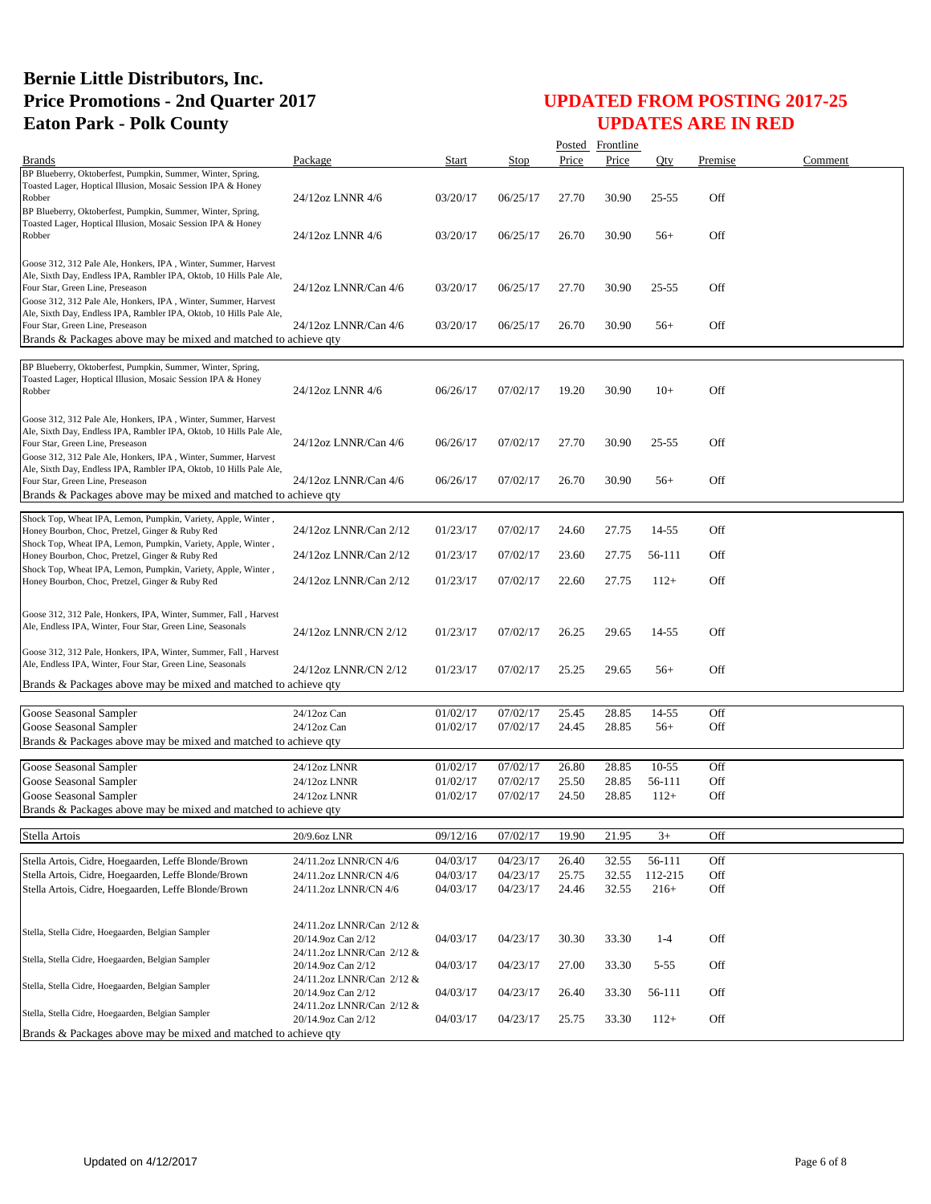# Bernie Little Distributors, Inc.
# Price Promotions - 2nd Quarter 2017
# Eaton Park - Polk County

## UPDATED FROM POSTING 2017-25
## UPDATES ARE IN RED

| Brands | Package | Start | Stop | Posted Price | Frontline Price | Qty | Premise | Comment |
|---|---|---|---|---|---|---|---|---|
| BP Blueberry, Oktoberfest, Pumpkin, Summer, Winter, Spring, Toasted Lager, Hoptical Illusion, Mosaic Session IPA & Honey Robber | 24/12oz LNNR 4/6 | 03/20/17 | 06/25/17 | 27.70 | 30.90 | 25-55 | Off | |
| BP Blueberry, Oktoberfest, Pumpkin, Summer, Winter, Spring, Toasted Lager, Hoptical Illusion, Mosaic Session IPA & Honey Robber | 24/12oz LNNR 4/6 | 03/20/17 | 06/25/17 | 26.70 | 30.90 | 56+ | Off | |
| Goose 312, 312 Pale Ale, Honkers, IPA , Winter, Summer, Harvest Ale, Sixth Day, Endless IPA, Rambler IPA, Oktob, 10 Hills Pale Ale, Four Star, Green Line, Preseason | 24/12oz LNNR/Can 4/6 | 03/20/17 | 06/25/17 | 27.70 | 30.90 | 25-55 | Off | |
| Goose 312, 312 Pale Ale, Honkers, IPA , Winter, Summer, Harvest Ale, Sixth Day, Endless IPA, Rambler IPA, Oktob, 10 Hills Pale Ale, Four Star, Green Line, Preseason | 24/12oz LNNR/Can 4/6 | 03/20/17 | 06/25/17 | 26.70 | 30.90 | 56+ | Off | |
| Brands & Packages above may be mixed and matched to achieve qty | | | | | | | | |
| BP Blueberry, Oktoberfest, Pumpkin, Summer, Winter, Spring, Toasted Lager, Hoptical Illusion, Mosaic Session IPA & Honey Robber | 24/12oz LNNR 4/6 | 06/26/17 | 07/02/17 | 19.20 | 30.90 | 10+ | Off | |
| Goose 312, 312 Pale Ale, Honkers, IPA , Winter, Summer, Harvest Ale, Sixth Day, Endless IPA, Rambler IPA, Oktob, 10 Hills Pale Ale, Four Star, Green Line, Preseason | 24/12oz LNNR/Can 4/6 | 06/26/17 | 07/02/17 | 27.70 | 30.90 | 25-55 | Off | |
| Goose 312, 312 Pale Ale, Honkers, IPA , Winter, Summer, Harvest Ale, Sixth Day, Endless IPA, Rambler IPA, Oktob, 10 Hills Pale Ale, Four Star, Green Line, Preseason | 24/12oz LNNR/Can 4/6 | 06/26/17 | 07/02/17 | 26.70 | 30.90 | 56+ | Off | |
| Brands & Packages above may be mixed and matched to achieve qty | | | | | | | | |
| Shock Top, Wheat IPA, Lemon, Pumpkin, Variety, Apple, Winter , Honey Bourbon, Choc, Pretzel, Ginger & Ruby Red | 24/12oz LNNR/Can 2/12 | 01/23/17 | 07/02/17 | 24.60 | 27.75 | 14-55 | Off | |
| Shock Top, Wheat IPA, Lemon, Pumpkin, Variety, Apple, Winter , Honey Bourbon, Choc, Pretzel, Ginger & Ruby Red | 24/12oz LNNR/Can 2/12 | 01/23/17 | 07/02/17 | 23.60 | 27.75 | 56-111 | Off | |
| Shock Top, Wheat IPA, Lemon, Pumpkin, Variety, Apple, Winter , Honey Bourbon, Choc, Pretzel, Ginger & Ruby Red | 24/12oz LNNR/Can 2/12 | 01/23/17 | 07/02/17 | 22.60 | 27.75 | 112+ | Off | |
| Goose 312, 312 Pale, Honkers, IPA, Winter, Summer, Fall , Harvest Ale, Endless IPA, Winter, Four Star, Green Line, Seasonals | 24/12oz LNNR/CN 2/12 | 01/23/17 | 07/02/17 | 26.25 | 29.65 | 14-55 | Off | |
| Goose 312, 312 Pale, Honkers, IPA, Winter, Summer, Fall , Harvest Ale, Endless IPA, Winter, Four Star, Green Line, Seasonals | 24/12oz LNNR/CN 2/12 | 01/23/17 | 07/02/17 | 25.25 | 29.65 | 56+ | Off | |
| Brands & Packages above may be mixed and matched to achieve qty | | | | | | | | |
| Goose Seasonal Sampler | 24/12oz Can | 01/02/17 | 07/02/17 | 25.45 | 28.85 | 14-55 | Off | |
| Goose Seasonal Sampler | 24/12oz Can | 01/02/17 | 07/02/17 | 24.45 | 28.85 | 56+ | Off | |
| Brands & Packages above may be mixed and matched to achieve qty | | | | | | | | |
| Goose Seasonal Sampler | 24/12oz LNNR | 01/02/17 | 07/02/17 | 26.80 | 28.85 | 10-55 | Off | |
| Goose Seasonal Sampler | 24/12oz LNNR | 01/02/17 | 07/02/17 | 25.50 | 28.85 | 56-111 | Off | |
| Goose Seasonal Sampler | 24/12oz LNNR | 01/02/17 | 07/02/17 | 24.50 | 28.85 | 112+ | Off | |
| Brands & Packages above may be mixed and matched to achieve qty | | | | | | | | |
| Stella Artois | 20/9.6oz LNR | 09/12/16 | 07/02/17 | 19.90 | 21.95 | 3+ | Off | |
| Stella Artois, Cidre, Hoegaarden, Leffe Blonde/Brown | 24/11.2oz LNNR/CN 4/6 | 04/03/17 | 04/23/17 | 26.40 | 32.55 | 56-111 | Off | |
| Stella Artois, Cidre, Hoegaarden, Leffe Blonde/Brown | 24/11.2oz LNNR/CN 4/6 | 04/03/17 | 04/23/17 | 25.75 | 32.55 | 112-215 | Off | |
| Stella Artois, Cidre, Hoegaarden, Leffe Blonde/Brown | 24/11.2oz LNNR/CN 4/6 | 04/03/17 | 04/23/17 | 24.46 | 32.55 | 216+ | Off | |
| Stella, Stella Cidre, Hoegaarden, Belgian Sampler | 24/11.2oz LNNR/Can 2/12 & 20/14.9oz Can 2/12 | 04/03/17 | 04/23/17 | 30.30 | 33.30 | 1-4 | Off | |
| Stella, Stella Cidre, Hoegaarden, Belgian Sampler | 24/11.2oz LNNR/Can 2/12 & 20/14.9oz Can 2/12 | 04/03/17 | 04/23/17 | 27.00 | 33.30 | 5-55 | Off | |
| Stella, Stella Cidre, Hoegaarden, Belgian Sampler | 24/11.2oz LNNR/Can 2/12 & 20/14.9oz Can 2/12 | 04/03/17 | 04/23/17 | 26.40 | 33.30 | 56-111 | Off | |
| Stella, Stella Cidre, Hoegaarden, Belgian Sampler | 24/11.2oz LNNR/Can 2/12 & 20/14.9oz Can 2/12 | 04/03/17 | 04/23/17 | 25.75 | 33.30 | 112+ | Off | |
| Brands & Packages above may be mixed and matched to achieve qty | | | | | | | | |

Updated on 4/12/2017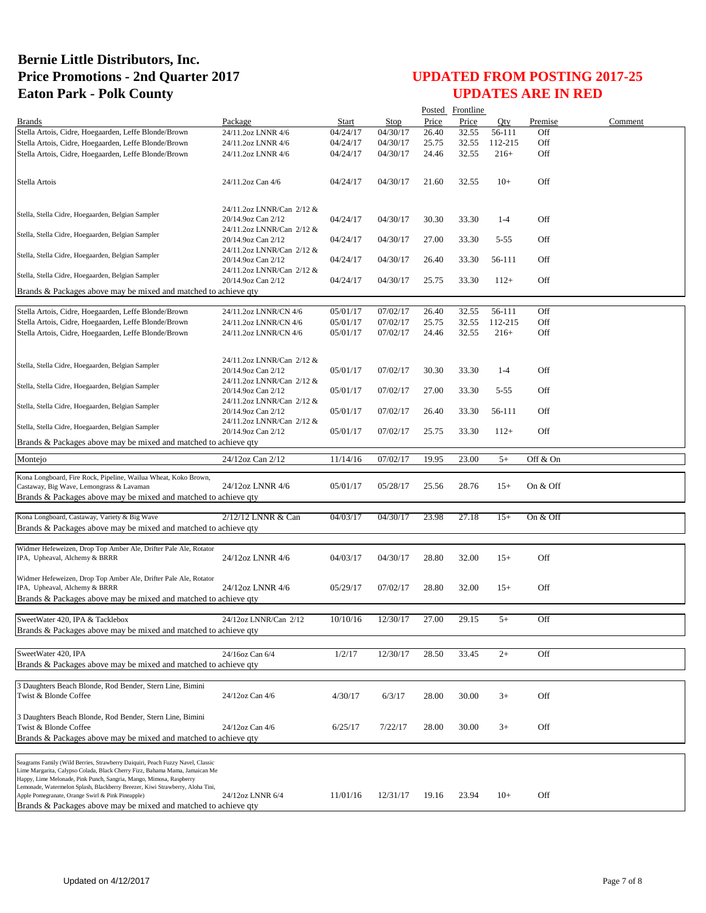# Bernie Little Distributors, Inc.
# Price Promotions - 2nd Quarter 2017
# Eaton Park - Polk County

## UPDATED FROM POSTING 2017-25
## UPDATES ARE IN RED

| Brands | Package | Start | Stop | Posted Price | Frontline Price | Qty | Premise | Comment |
|---|---|---|---|---|---|---|---|---|
| Stella Artois, Cidre, Hoegaarden, Leffe Blonde/Brown | 24/11.2oz LNNR 4/6 | 04/24/17 | 04/30/17 | 26.40 | 32.55 | 56-111 | Off | |
| Stella Artois, Cidre, Hoegaarden, Leffe Blonde/Brown | 24/11.2oz LNNR 4/6 | 04/24/17 | 04/30/17 | 25.75 | 32.55 | 112-215 | Off | |
| Stella Artois, Cidre, Hoegaarden, Leffe Blonde/Brown | 24/11.2oz LNNR 4/6 | 04/24/17 | 04/30/17 | 24.46 | 32.55 | 216+ | Off | |
| Stella Artois | 24/11.2oz Can 4/6 | 04/24/17 | 04/30/17 | 21.60 | 32.55 | 10+ | Off | |
| Stella, Stella Cidre, Hoegaarden, Belgian Sampler | 24/11.2oz LNNR/Can 2/12 & 20/14.9oz Can 2/12 | 04/24/17 | 04/30/17 | 30.30 | 33.30 | 1-4 | Off | |
| Stella, Stella Cidre, Hoegaarden, Belgian Sampler | 24/11.2oz LNNR/Can 2/12 & 20/14.9oz Can 2/12 | 04/24/17 | 04/30/17 | 27.00 | 33.30 | 5-55 | Off | |
| Stella, Stella Cidre, Hoegaarden, Belgian Sampler | 24/11.2oz LNNR/Can 2/12 & 20/14.9oz Can 2/12 | 04/24/17 | 04/30/17 | 26.40 | 33.30 | 56-111 | Off | |
| Stella, Stella Cidre, Hoegaarden, Belgian Sampler | 24/11.2oz LNNR/Can 2/12 & 20/14.9oz Can 2/12 | 04/24/17 | 04/30/17 | 25.75 | 33.30 | 112+ | Off | |
| Brands & Packages above may be mixed and matched to achieve qty | | | | | | | | |
| Stella Artois, Cidre, Hoegaarden, Leffe Blonde/Brown | 24/11.2oz LNNR/CN 4/6 | 05/01/17 | 07/02/17 | 26.40 | 32.55 | 56-111 | Off | |
| Stella Artois, Cidre, Hoegaarden, Leffe Blonde/Brown | 24/11.2oz LNNR/CN 4/6 | 05/01/17 | 07/02/17 | 25.75 | 32.55 | 112-215 | Off | |
| Stella Artois, Cidre, Hoegaarden, Leffe Blonde/Brown | 24/11.2oz LNNR/CN 4/6 | 05/01/17 | 07/02/17 | 24.46 | 32.55 | 216+ | Off | |
| Stella, Stella Cidre, Hoegaarden, Belgian Sampler | 24/11.2oz LNNR/Can 2/12 & 20/14.9oz Can 2/12 | 05/01/17 | 07/02/17 | 30.30 | 33.30 | 1-4 | Off | |
| Stella, Stella Cidre, Hoegaarden, Belgian Sampler | 24/11.2oz LNNR/Can 2/12 & 20/14.9oz Can 2/12 | 05/01/17 | 07/02/17 | 27.00 | 33.30 | 5-55 | Off | |
| Stella, Stella Cidre, Hoegaarden, Belgian Sampler | 24/11.2oz LNNR/Can 2/12 & 20/14.9oz Can 2/12 | 05/01/17 | 07/02/17 | 26.40 | 33.30 | 56-111 | Off | |
| Stella, Stella Cidre, Hoegaarden, Belgian Sampler | 24/11.2oz LNNR/Can 2/12 & 20/14.9oz Can 2/12 | 05/01/17 | 07/02/17 | 25.75 | 33.30 | 112+ | Off | |
| Brands & Packages above may be mixed and matched to achieve qty | | | | | | | | |
| Montejo | 24/12oz Can 2/12 | 11/14/16 | 07/02/17 | 19.95 | 23.00 | 5+ | Off & On | |
| Kona Longboard, Fire Rock, Pipeline, Wailua Wheat, Koko Brown, Castaway, Big Wave, Lemongrass & Lavaman | 24/12oz LNNR 4/6 | 05/01/17 | 05/28/17 | 25.56 | 28.76 | 15+ | On & Off | |
| Brands & Packages above may be mixed and matched to achieve qty | | | | | | | | |
| ~~Kona Longboard, Castaway, Variety & Big Wave~~ | ~~2/12/12 LNNR & Can~~ | ~~04/03/17~~ | ~~04/30/17~~ | ~~23.98~~ | ~~27.18~~ | ~~15+~~ | ~~On & Off~~ | |
| Brands & Packages above may be mixed and matched to achieve qty | | | | | | | | |
| Widmer Hefeweizen, Drop Top Amber Ale, Drifter Pale Ale, Rotator IPA, Upheaval, Alchemy & BRRR | 24/12oz LNNR 4/6 | 04/03/17 | 04/30/17 | 28.80 | 32.00 | 15+ | Off | |
| Widmer Hefeweizen, Drop Top Amber Ale, Drifter Pale Ale, Rotator IPA, Upheaval, Alchemy & BRRR | 24/12oz LNNR 4/6 | 05/29/17 | 07/02/17 | 28.80 | 32.00 | 15+ | Off | |
| Brands & Packages above may be mixed and matched to achieve qty | | | | | | | | |
| SweetWater 420, IPA & Tacklebox | 24/12oz LNNR/Can 2/12 | 10/10/16 | 12/30/17 | 27.00 | 29.15 | 5+ | Off | |
| Brands & Packages above may be mixed and matched to achieve qty | | | | | | | | |
| SweetWater 420, IPA | 24/16oz Can 6/4 | 1/2/17 | 12/30/17 | 28.50 | 33.45 | 2+ | Off | |
| Brands & Packages above may be mixed and matched to achieve qty | | | | | | | | |
| 3 Daughters Beach Blonde, Rod Bender, Stern Line, Bimini Twist & Blonde Coffee | 24/12oz Can 4/6 | 4/30/17 | 6/3/17 | 28.00 | 30.00 | 3+ | Off | |
| 3 Daughters Beach Blonde, Rod Bender, Stern Line, Bimini Twist & Blonde Coffee | 24/12oz Can 4/6 | 6/25/17 | 7/22/17 | 28.00 | 30.00 | 3+ | Off | |
| Brands & Packages above may be mixed and matched to achieve qty | | | | | | | | |
| Seagrams Family (Wild Berries, Strawberry Daiquiri, Peach Fuzzy Navel, Classic Lime Margarita, Calypso Colada, Black Cherry Fizz, Bahama Mama, Jamaican Me Happy, Lime Melonade, Pink Punch, Sangria, Mango, Mimosa, Raspberry Lemonade, Watermelon Splash, Blackberry Breezer, Kiwi Strawberry, Aloha Tini, Apple Pomegranate, Orange Swirl & Pink Pineapple) | 24/12oz LNNR 6/4 | 11/01/16 | 12/31/17 | 19.16 | 23.94 | 10+ | Off | |
| Brands & Packages above may be mixed and matched to achieve qty | | | | | | | | |

Updated on 4/12/2017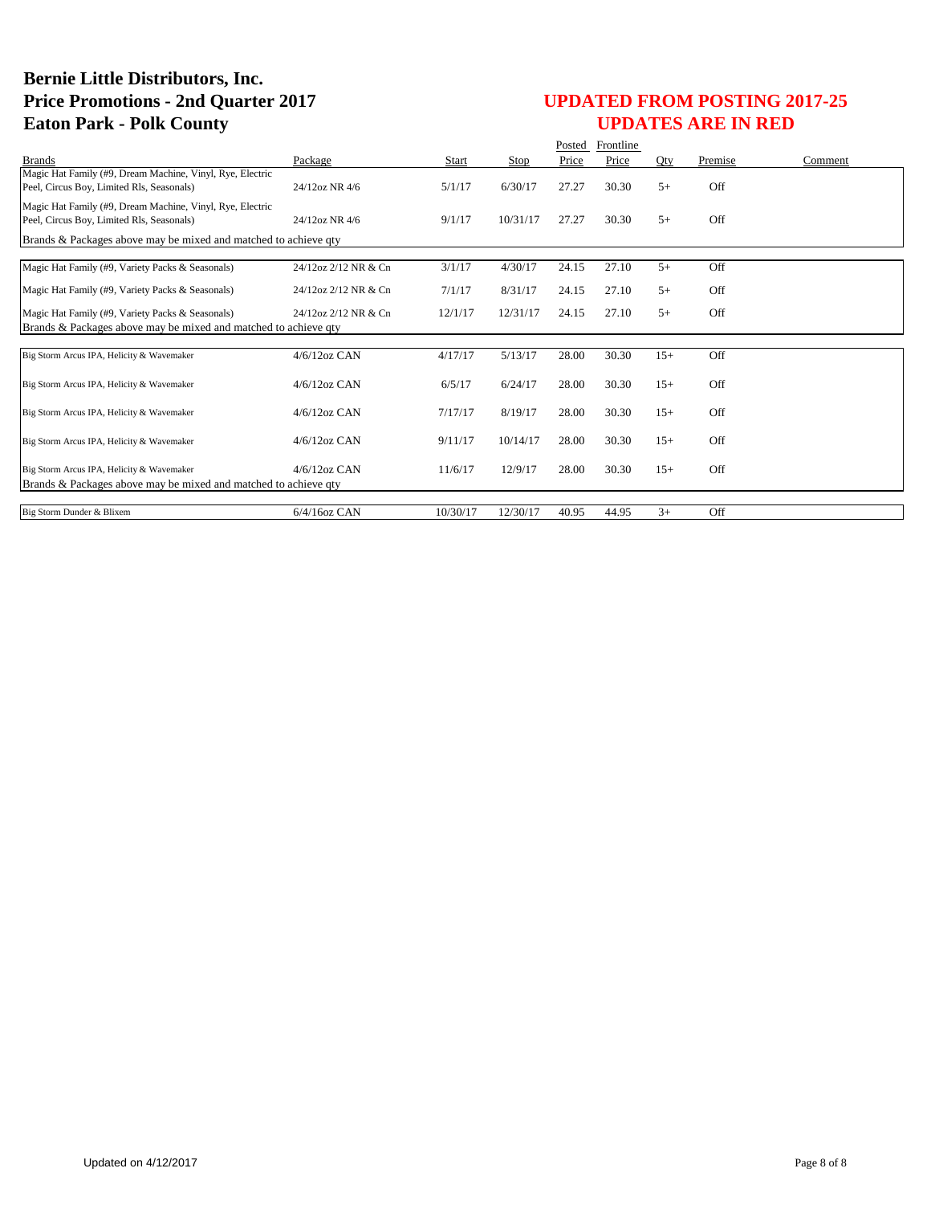# Bernie Little Distributors, Inc.
# Price Promotions - 2nd Quarter 2017
# Eaton Park - Polk County

## UPDATED FROM POSTING 2017-25
## UPDATES ARE IN RED

| Brands | Package | Start | Stop | Posted Price | Frontline Price | Qty | Premise | Comment |
|---|---|---|---|---|---|---|---|---|
| Magic Hat Family (#9, Dream Machine, Vinyl, Rye, Electric Peel, Circus Boy, Limited Rls, Seasonals) | 24/12oz NR 4/6 | 5/1/17 | 6/30/17 | 27.27 | 30.30 | 5+ | Off | |
| Magic Hat Family (#9, Dream Machine, Vinyl, Rye, Electric Peel, Circus Boy, Limited Rls, Seasonals) | 24/12oz NR 4/6 | 9/1/17 | 10/31/17 | 27.27 | 30.30 | 5+ | Off | |
| Brands & Packages above may be mixed and matched to achieve qty | | | | | | | | |
| Magic Hat Family (#9, Variety Packs & Seasonals) | 24/12oz 2/12 NR & Cn | 3/1/17 | 4/30/17 | 24.15 | 27.10 | 5+ | Off | |
| Magic Hat Family (#9, Variety Packs & Seasonals) | 24/12oz 2/12 NR & Cn | 7/1/17 | 8/31/17 | 24.15 | 27.10 | 5+ | Off | |
| Magic Hat Family (#9, Variety Packs & Seasonals) | 24/12oz 2/12 NR & Cn | 12/1/17 | 12/31/17 | 24.15 | 27.10 | 5+ | Off | |
| Brands & Packages above may be mixed and matched to achieve qty | | | | | | | | |
| Big Storm Arcus IPA, Helicity & Wavemaker | 4/6/12oz CAN | 4/17/17 | 5/13/17 | 28.00 | 30.30 | 15+ | Off | |
| Big Storm Arcus IPA, Helicity & Wavemaker | 4/6/12oz CAN | 6/5/17 | 6/24/17 | 28.00 | 30.30 | 15+ | Off | |
| Big Storm Arcus IPA, Helicity & Wavemaker | 4/6/12oz CAN | 7/17/17 | 8/19/17 | 28.00 | 30.30 | 15+ | Off | |
| Big Storm Arcus IPA, Helicity & Wavemaker | 4/6/12oz CAN | 9/11/17 | 10/14/17 | 28.00 | 30.30 | 15+ | Off | |
| Big Storm Arcus IPA, Helicity & Wavemaker | 4/6/12oz CAN | 11/6/17 | 12/9/17 | 28.00 | 30.30 | 15+ | Off | |
| Brands & Packages above may be mixed and matched to achieve qty | | | | | | | | |
| Big Storm Dunder & Blixem | 6/4/16oz CAN | 10/30/17 | 12/30/17 | 40.95 | 44.95 | 3+ | Off | |

Updated on 4/12/2017